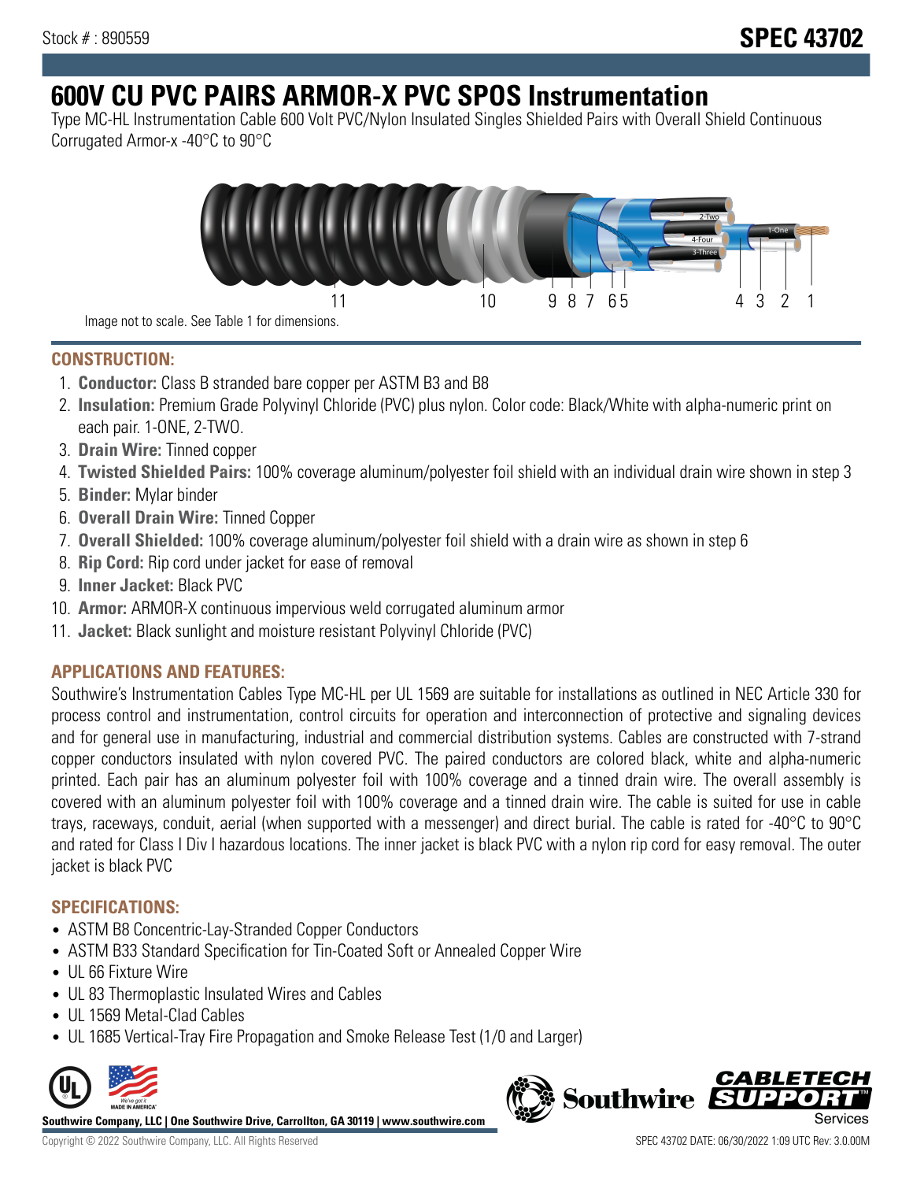Stock # : 890559

**SPEC 43702**

# 600V CU PVC PAIRS ARMOR-X PVC SPOS Instrumentation

Type MC-HL Instrumentation Cable 600 Volt PVC/Nylon Insulated Singles Shielded Pairs with Overall Shield Continuous Corrugated Armor-x -40°C to 90°C

Image not to scale. See Table 1 for dimensions.

## CONSTRUCTION:

1. **Conductor:** Class B stranded bare copper per ASTM B3 and B8
2. **Insulation:** Premium Grade Polyvinyl Chloride (PVC) plus nylon. Color code: Black/White with alpha-numeric print on each pair. 1-ONE, 2-TWO.
3. **Drain Wire:** Tinned copper
4. **Twisted Shielded Pairs:** 100% coverage aluminum/polyester foil shield with an individual drain wire shown in step 3
5. **Binder:** Mylar binder
6. **Overall Drain Wire:** Tinned Copper
7. **Overall Shielded:** 100% coverage aluminum/polyester foil shield with a drain wire as shown in step 6
8. **Rip Cord:** Rip cord under jacket for ease of removal
9. **Inner Jacket:** Black PVC
10. **Armor:** ARMOR-X continuous impervious weld corrugated aluminum armor
11. **Jacket:** Black sunlight and moisture resistant Polyvinyl Chloride (PVC)

## APPLICATIONS AND FEATURES:

Southwire's Instrumentation Cables Type MC-HL per UL 1569 are suitable for installations as outlined in NEC Article 330 for process control and instrumentation, control circuits for operation and interconnection of protective and signaling devices and for general use in manufacturing, industrial and commercial distribution systems. Cables are constructed with 7-strand copper conductors insulated with nylon covered PVC. The paired conductors are colored black, white and alpha-numeric printed. Each pair has an aluminum polyester foil with 100% coverage and a tinned drain wire. The overall assembly is covered with an aluminum polyester foil with 100% coverage and a tinned drain wire. The cable is suited for use in cable trays, raceways, conduit, aerial (when supported with a messenger) and direct burial. The cable is rated for -40°C to 90°C and rated for Class I Div I hazardous locations. The inner jacket is black PVC with a nylon rip cord for easy removal. The outer jacket is black PVC

## SPECIFICATIONS:

- ASTM B8 Concentric-Lay-Stranded Copper Conductors
- ASTM B33 Standard Specification for Tin-Coated Soft or Annealed Copper Wire
- UL 66 Fixture Wire
- UL 83 Thermoplastic Insulated Wires and Cables
- UL 1569 Metal-Clad Cables
- UL 1685 Vertical-Tray Fire Propagation and Smoke Release Test (1/0 and Larger)

**Southwire Company, LLC | One Southwire Drive, Carrollton, GA 30119 | www.southwire.com**

Copyright © 2022 Southwire Company, LLC. All Rights Reserved

SPEC 43702 DATE: 06/30/2022 1:09 UTC Rev: 3.0.00M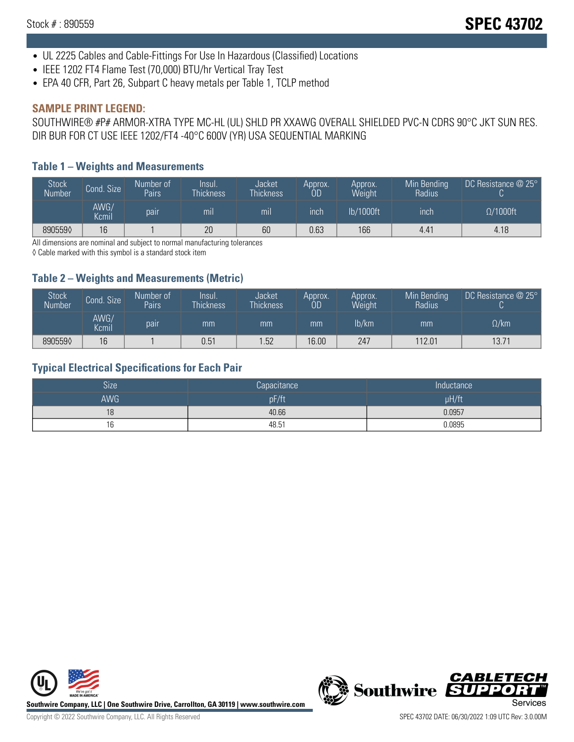Stock # : 890559

# SPEC 43702

- UL 2225 Cables and Cable-Fittings For Use In Hazardous (Classified) Locations
- IEEE 1202 FT4 Flame Test (70,000) BTU/hr Vertical Tray Test
- EPA 40 CFR, Part 26, Subpart C heavy metals per Table 1, TCLP method

## SAMPLE PRINT LEGEND:

SOUTHWIRE® #P# ARMOR-XTRA TYPE MC-HL (UL) SHLD PR XXAWG OVERALL SHIELDED PVC-N CDRS 90°C JKT SUN RES. DIR BUR FOR CT USE IEEE 1202/FT4 -40°C 600V (YR) USA SEQUENTIAL MARKING

### Table 1 – Weights and Measurements

| Stock Number | Cond. Size | Number of Pairs | Insul. Thickness | Jacket Thickness | Approx. OD | Approx. Weight | Min Bending Radius | DC Resistance @ 25° C |
|---|---|---|---|---|---|---|---|---|
| | AWG/ Kcmil | pair | mil | mil | inch | lb/1000ft | inch | Ω/1000ft |
| 890559◊ | 16 | 1 | 20 | 60 | 0.63 | 166 | 4.41 | 4.18 |

All dimensions are nominal and subject to normal manufacturing tolerances

◊ Cable marked with this symbol is a standard stock item

### Table 2 – Weights and Measurements (Metric)

| Stock Number | Cond. Size | Number of Pairs | Insul. Thickness | Jacket Thickness | Approx. OD | Approx. Weight | Min Bending Radius | DC Resistance @ 25° C |
|---|---|---|---|---|---|---|---|---|
| | AWG/ Kcmil | pair | mm | mm | mm | lb/km | mm | Ω/km |
| 890559◊ | 16 | 1 | 0.51 | 1.52 | 16.00 | 247 | 112.01 | 13.71 |

### Typical Electrical Specifications for Each Pair

| Size | Capacitance | Inductance |
|---|---|---|
| AWG | pF/ft | μH/ft |
| 18 | 40.66 | 0.0957 |
| 16 | 48.51 | 0.0895 |

Southwire Company, LLC | One Southwire Drive, Carrollton, GA 30119 | www.southwire.com

Copyright © 2022 Southwire Company, LLC. All Rights Reserved

SPEC 43702 DATE: 06/30/2022 1:09 UTC Rev: 3.0.00M